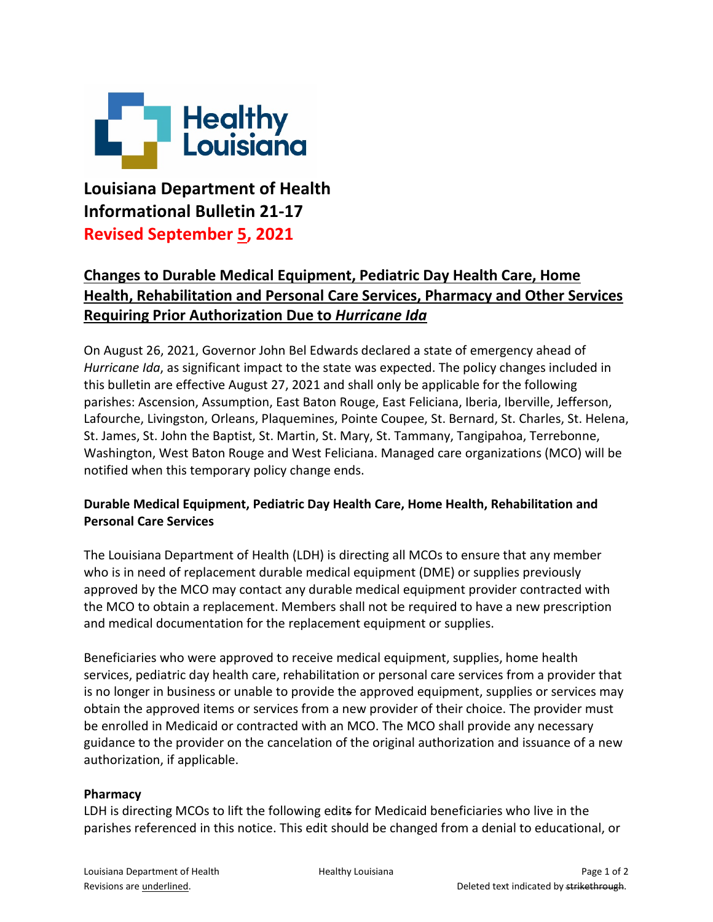# Louisiana Department of Health
# Informational Bulletin 21-17
## Revised September 5, 2021

## Changes to Durable Medical Equipment, Pediatric Day Health Care, Home Health, Rehabilitation and Personal Care Services, Pharmacy and Other Services Requiring Prior Authorization Due to *Hurricane Ida*

On August 26, 2021, Governor John Bel Edwards declared a state of emergency ahead of *Hurricane Ida*, as significant impact to the state was expected. The policy changes included in this bulletin are effective August 27, 2021 and shall only be applicable for the following parishes: Ascension, Assumption, East Baton Rouge, East Feliciana, Iberia, Iberville, Jefferson, Lafourche, Livingston, Orleans, Plaquemines, Pointe Coupee, St. Bernard, St. Charles, St. Helena, St. James, St. John the Baptist, St. Martin, St. Mary, St. Tammany, Tangipahoa, Terrebonne, Washington, West Baton Rouge and West Feliciana. Managed care organizations (MCO) will be notified when this temporary policy change ends.

### Durable Medical Equipment, Pediatric Day Health Care, Home Health, Rehabilitation and Personal Care Services

The Louisiana Department of Health (LDH) is directing all MCOs to ensure that any member who is in need of replacement durable medical equipment (DME) or supplies previously approved by the MCO may contact any durable medical equipment provider contracted with the MCO to obtain a replacement. Members shall not be required to have a new prescription and medical documentation for the replacement equipment or supplies.

Beneficiaries who were approved to receive medical equipment, supplies, home health services, pediatric day health care, rehabilitation or personal care services from a provider that is no longer in business or unable to provide the approved equipment, supplies or services may obtain the approved items or services from a new provider of their choice. The provider must be enrolled in Medicaid or contracted with an MCO. The MCO shall provide any necessary guidance to the provider on the cancelation of the original authorization and issuance of a new authorization, if applicable.

### Pharmacy

LDH is directing MCOs to lift the following edit~~s~~ for Medicaid beneficiaries who live in the parishes referenced in this notice. This edit should be changed from a denial to educational, or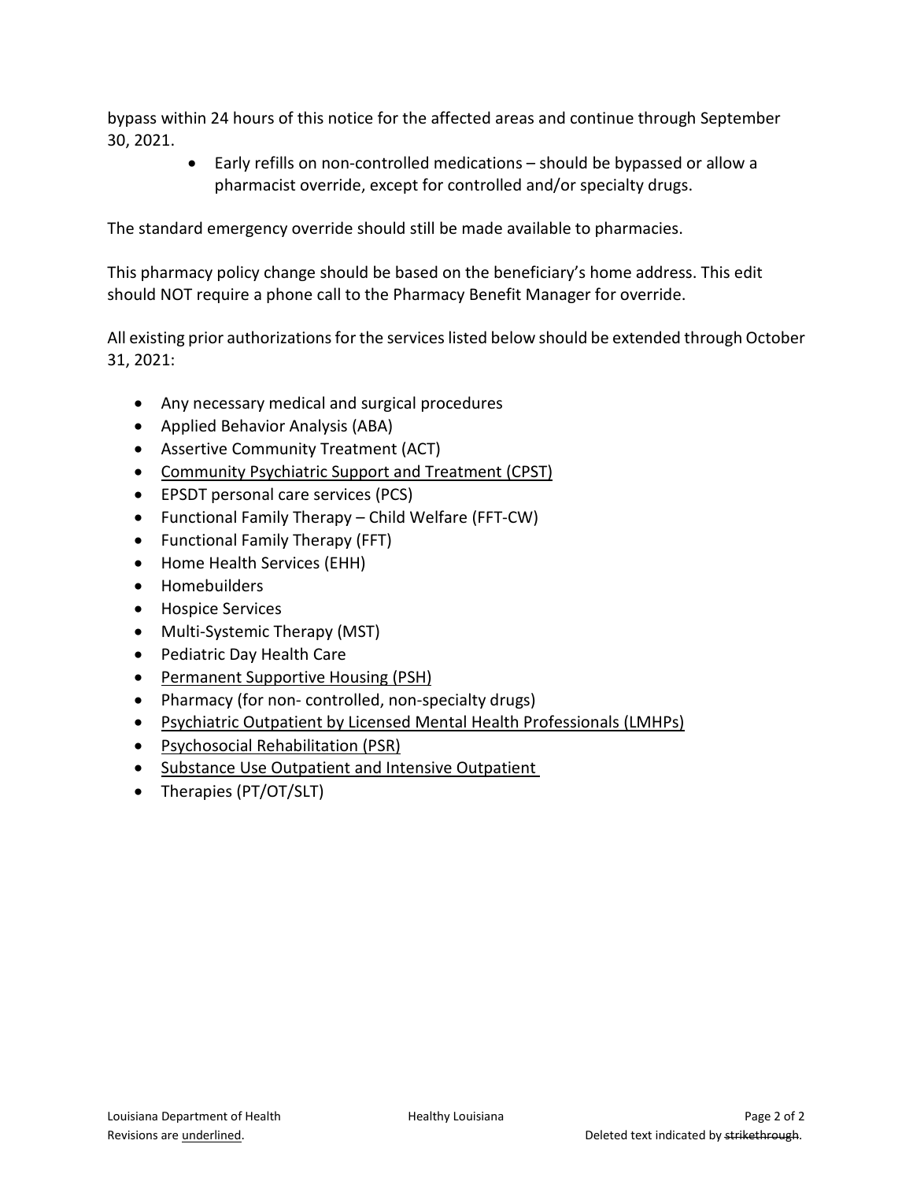bypass within 24 hours of this notice for the affected areas and continue through September 30, 2021.

- Early refills on non-controlled medications – should be bypassed or allow a pharmacist override, except for controlled and/or specialty drugs.

The standard emergency override should still be made available to pharmacies.

This pharmacy policy change should be based on the beneficiary's home address. This edit should NOT require a phone call to the Pharmacy Benefit Manager for override.

All existing prior authorizations for the services listed below should be extended through October 31, 2021:

- Any necessary medical and surgical procedures
- Applied Behavior Analysis (ABA)
- Assertive Community Treatment (ACT)
- <u>Community Psychiatric Support and Treatment (CPST)</u>
- EPSDT personal care services (PCS)
- Functional Family Therapy – Child Welfare (FFT-CW)
- Functional Family Therapy (FFT)
- Home Health Services (EHH)
- Homebuilders
- Hospice Services
- Multi-Systemic Therapy (MST)
- Pediatric Day Health Care
- <u>Permanent Supportive Housing (PSH)</u>
- Pharmacy (for non- controlled, non-specialty drugs)
- <u>Psychiatric Outpatient by Licensed Mental Health Professionals (LMHPs)</u>
- <u>Psychosocial Rehabilitation (PSR)</u>
- <u>Substance Use Outpatient and Intensive Outpatient</u>
- Therapies (PT/OT/SLT)